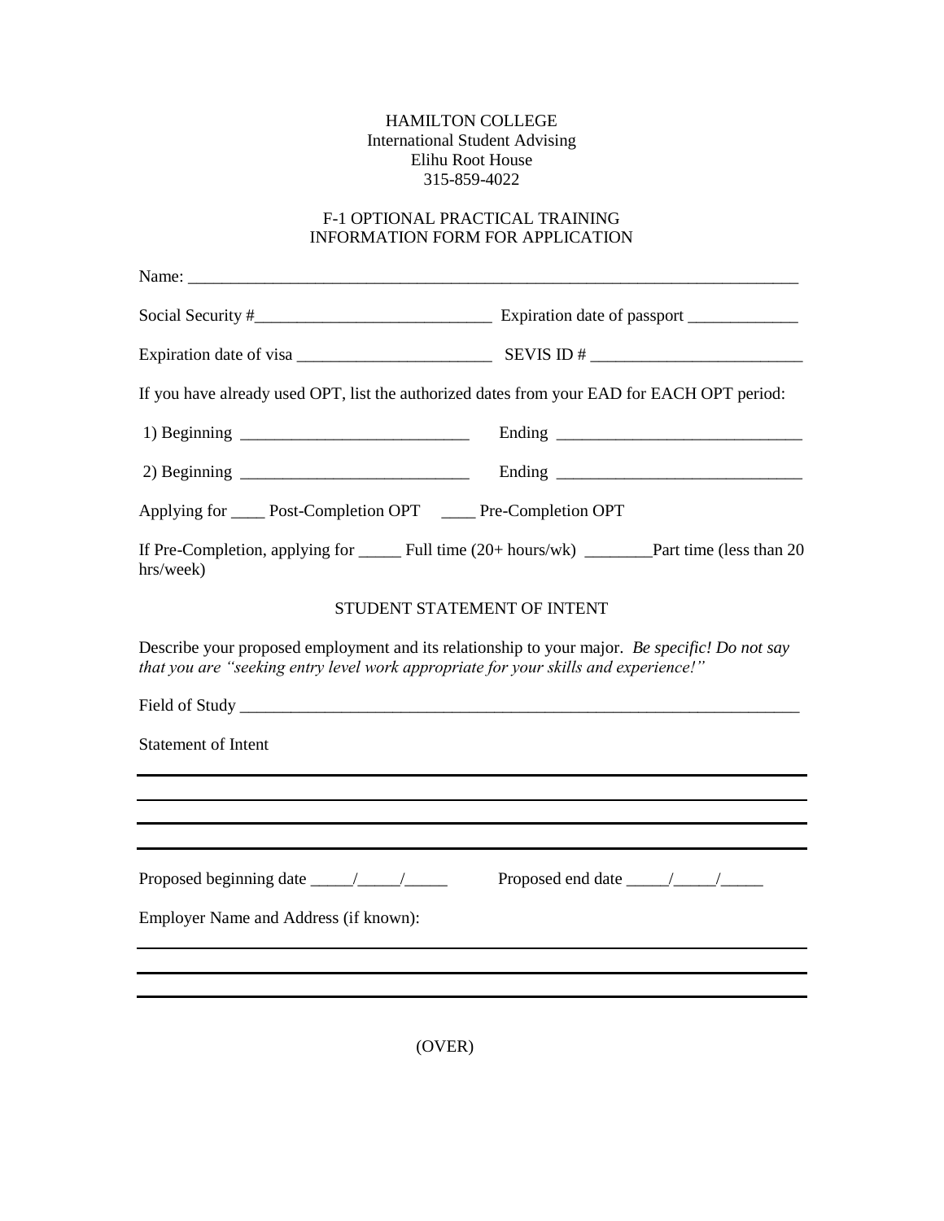HAMILTON COLLEGE
International Student Advising
Elihu Root House
315-859-4022

F-1 OPTIONAL PRACTICAL TRAINING
INFORMATION FORM FOR APPLICATION

Name: ___________________________________________________________________________

Social Security #___________________________ Expiration date of passport _____________

Expiration date of visa _______________________ SEVIS ID # _________________________

If you have already used OPT, list the authorized dates from your EAD for EACH OPT period:

1) Beginning ___________________________ Ending _____________________________

2) Beginning ___________________________ Ending _____________________________

Applying for ____ Post-Completion OPT ____ Pre-Completion OPT

If Pre-Completion, applying for _____ Full time (20+ hours/wk) ________Part time (less than 20 hrs/week)

STUDENT STATEMENT OF INTENT

Describe your proposed employment and its relationship to your major. *Be specific! Do not say that you are "seeking entry level work appropriate for your skills and experience!"*

Field of Study ______________________________________________________________________

Statement of Intent

___________________________________________________________________________________

___________________________________________________________________________________

___________________________________________________________________________________

___________________________________________________________________________________

Proposed beginning date _____/_____/_____ Proposed end date _____/_____/_____

Employer Name and Address (if known):

___________________________________________________________________________________

___________________________________________________________________________________

___________________________________________________________________________________

(OVER)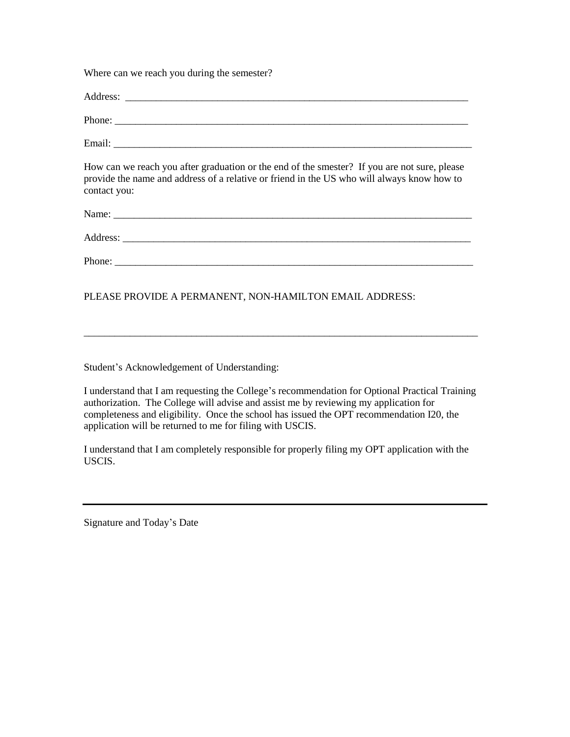Where can we reach you during the semester?

Address: ______________________________________________________________________

Phone: ________________________________________________________________________

Email: ________________________________________________________________________

How can we reach you after graduation or the end of the smester? If you are not sure, please provide the name and address of a relative or friend in the US who will always know how to contact you:

Name: ________________________________________________________________________

Address: ______________________________________________________________________

Phone: ________________________________________________________________________

PLEASE PROVIDE A PERMANENT, NON-HAMILTON EMAIL ADDRESS:

______________________________________________________________________________

Student's Acknowledgement of Understanding:

I understand that I am requesting the College's recommendation for Optional Practical Training authorization. The College will advise and assist me by reviewing my application for completeness and eligibility. Once the school has issued the OPT recommendation I20, the application will be returned to me for filing with USCIS.

I understand that I am completely responsible for properly filing my OPT application with the USCIS.

______________________________________________________________________________

Signature and Today's Date